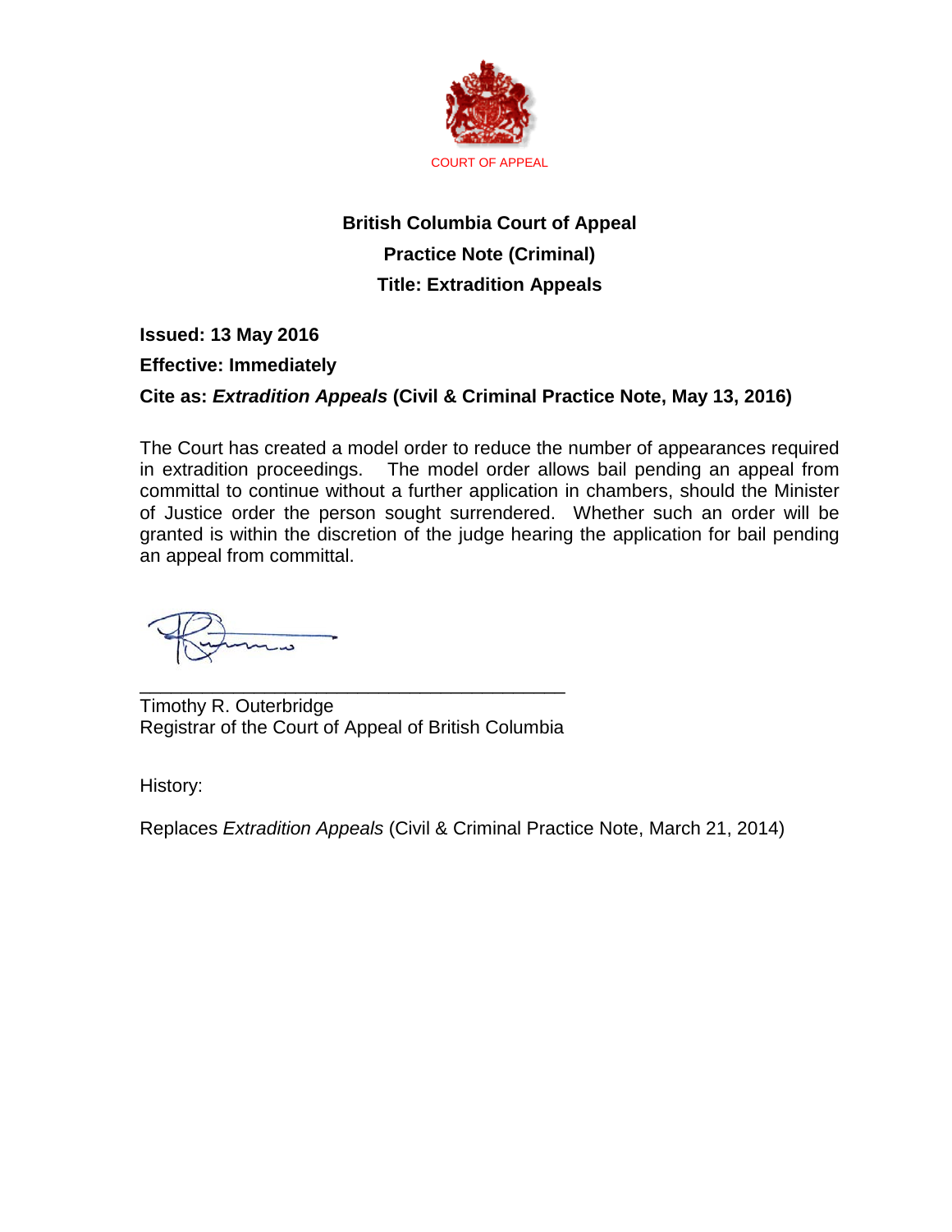COURT OF APPEAL

# British Columbia Court of Appeal

## Practice Note (Criminal)

## Title: Extradition Appeals

**Issued: 13 May 2016**

**Effective: Immediately**

**Cite as: *Extradition Appeals* (Civil & Criminal Practice Note, May 13, 2016)**

The Court has created a model order to reduce the number of appearances required in extradition proceedings. The model order allows bail pending an appeal from committal to continue without a further application in chambers, should the Minister of Justice order the person sought surrendered. Whether such an order will be granted is within the discretion of the judge hearing the application for bail pending an appeal from committal.

___________________________________________

Timothy R. Outerbridge
Registrar of the Court of Appeal of British Columbia

History:

Replaces *Extradition Appeals* (Civil & Criminal Practice Note, March 21, 2014)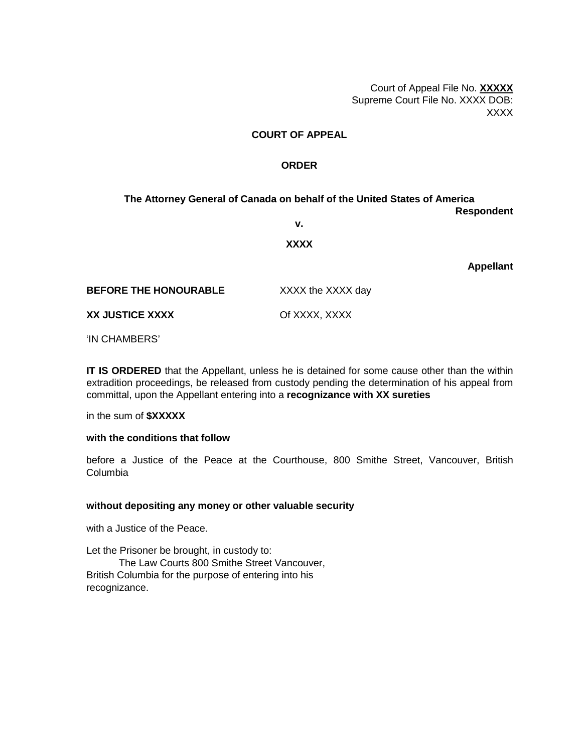Court of Appeal File No. **XXXXX**
Supreme Court File No. XXXX DOB:
XXXX

**COURT OF APPEAL**

**ORDER**

**The Attorney General of Canada on behalf of the United States of America**
**Respondent**

**v.**

**XXXX**

**Appellant**

**BEFORE THE HONOURABLE** XXXX the XXXX day

**XX JUSTICE XXXX** Of XXXX, XXXX

'IN CHAMBERS'

**IT IS ORDERED** that the Appellant, unless he is detained for some cause other than the within extradition proceedings, be released from custody pending the determination of his appeal from committal, upon the Appellant entering into a **recognizance with XX sureties**

in the sum of **$XXXXX**

**with the conditions that follow**

before a Justice of the Peace at the Courthouse, 800 Smithe Street, Vancouver, British Columbia

**without depositing any money or other valuable security**

with a Justice of the Peace.

Let the Prisoner be brought, in custody to:
The Law Courts 800 Smithe Street Vancouver, British Columbia for the purpose of entering into his recognizance.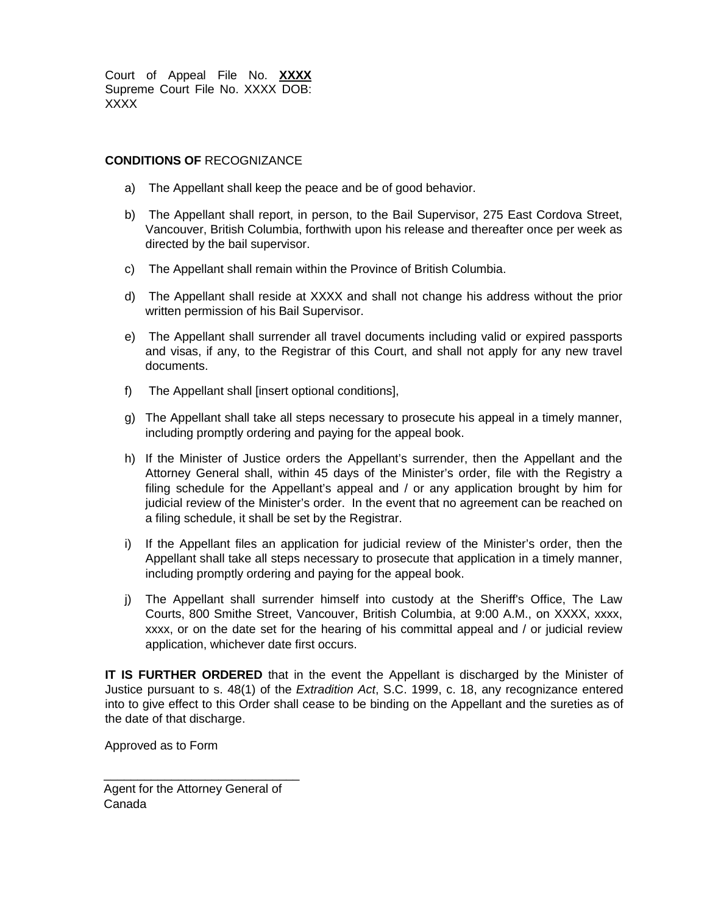Court of Appeal File No. **XXXX**
Supreme Court File No. XXXX DOB: XXXX

**CONDITIONS OF** RECOGNIZANCE

a) The Appellant shall keep the peace and be of good behavior.

b) The Appellant shall report, in person, to the Bail Supervisor, 275 East Cordova Street, Vancouver, British Columbia, forthwith upon his release and thereafter once per week as directed by the bail supervisor.

c) The Appellant shall remain within the Province of British Columbia.

d) The Appellant shall reside at XXXX and shall not change his address without the prior written permission of his Bail Supervisor.

e) The Appellant shall surrender all travel documents including valid or expired passports and visas, if any, to the Registrar of this Court, and shall not apply for any new travel documents.

f) The Appellant shall [insert optional conditions],

g) The Appellant shall take all steps necessary to prosecute his appeal in a timely manner, including promptly ordering and paying for the appeal book.

h) If the Minister of Justice orders the Appellant's surrender, then the Appellant and the Attorney General shall, within 45 days of the Minister's order, file with the Registry a filing schedule for the Appellant's appeal and / or any application brought by him for judicial review of the Minister's order. In the event that no agreement can be reached on a filing schedule, it shall be set by the Registrar.

i) If the Appellant files an application for judicial review of the Minister's order, then the Appellant shall take all steps necessary to prosecute that application in a timely manner, including promptly ordering and paying for the appeal book.

j) The Appellant shall surrender himself into custody at the Sheriff's Office, The Law Courts, 800 Smithe Street, Vancouver, British Columbia, at 9:00 A.M., on XXXX, xxxx, xxxx, or on the date set for the hearing of his committal appeal and / or judicial review application, whichever date first occurs.

**IT IS FURTHER ORDERED** that in the event the Appellant is discharged by the Minister of Justice pursuant to s. 48(1) of the *Extradition Act*, S.C. 1999, c. 18, any recognizance entered into to give effect to this Order shall cease to be binding on the Appellant and the sureties as of the date of that discharge.

Approved as to Form

\_\_\_\_\_\_\_\_\_\_\_\_\_\_\_\_\_\_\_\_\_\_\_\_\_\_\_\_\_\_
Agent for the Attorney General of Canada